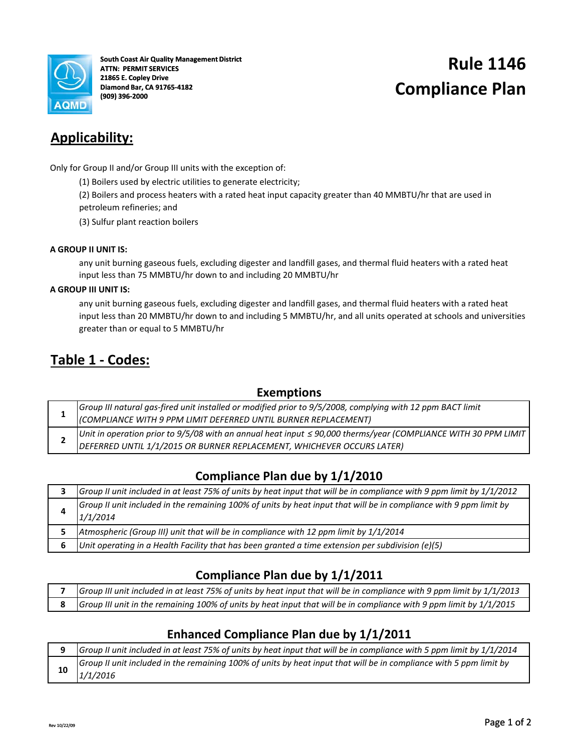South Coast Air Quality Management District
ATTN: PERMIT SERVICES
21865 E. Copley Drive
Diamond Bar, CA 91765-4182
(909) 396-2000

# Rule 1146 Compliance Plan

## Applicability:

Only for Group II and/or Group III units with the exception of:

(1) Boilers used by electric utilities to generate electricity;

(2) Boilers and process heaters with a rated heat input capacity greater than 40 MMBTU/hr that are used in petroleum refineries; and

(3) Sulfur plant reaction boilers

**A GROUP II UNIT IS:**

any unit burning gaseous fuels, excluding digester and landfill gases, and thermal fluid heaters with a rated heat input less than 75 MMBTU/hr down to and including 20 MMBTU/hr

**A GROUP III UNIT IS:**

any unit burning gaseous fuels, excluding digester and landfill gases, and thermal fluid heaters with a rated heat input less than 20 MMBTU/hr down to and including 5 MMBTU/hr, and all units operated at schools and universities greater than or equal to 5 MMBTU/hr

## Table 1 - Codes:

### Exemptions

| | |
|---|---|
| 1 | *Group III natural gas-fired unit installed or modified prior to 9/5/2008, complying with 12 ppm BACT limit (COMPLIANCE WITH 9 PPM LIMIT DEFERRED UNTIL BURNER REPLACEMENT)* |
| 2 | *Unit in operation prior to 9/5/08 with an annual heat input ≤ 90,000 therms/year (COMPLIANCE WITH 30 PPM LIMIT DEFERRED UNTIL 1/1/2015 OR BURNER REPLACEMENT, WHICHEVER OCCURS LATER)* |

### Compliance Plan due by 1/1/2010

| | |
|---|---|
| 3 | *Group II unit included in at least 75% of units by heat input that will be in compliance with 9 ppm limit by 1/1/2012* |
| 4 | *Group II unit included in the remaining 100% of units by heat input that will be in compliance with 9 ppm limit by 1/1/2014* |
| 5 | *Atmospheric (Group III) unit that will be in compliance with 12 ppm limit by 1/1/2014* |
| 6 | *Unit operating in a Health Facility that has been granted a time extension per subdivision (e)(5)* |

### Compliance Plan due by 1/1/2011

| | |
|---|---|
| 7 | *Group III unit included in at least 75% of units by heat input that will be in compliance with 9 ppm limit by 1/1/2013* |
| 8 | *Group III unit in the remaining 100% of units by heat input that will be in compliance with 9 ppm limit by 1/1/2015* |

### Enhanced Compliance Plan due by 1/1/2011

| | |
|---|---|
| 9 | *Group II unit included in at least 75% of units by heat input that will be in compliance with 5 ppm limit by 1/1/2014* |
| 10 | *Group II unit included in the remaining 100% of units by heat input that will be in compliance with 5 ppm limit by 1/1/2016* |

Rev 10/22/09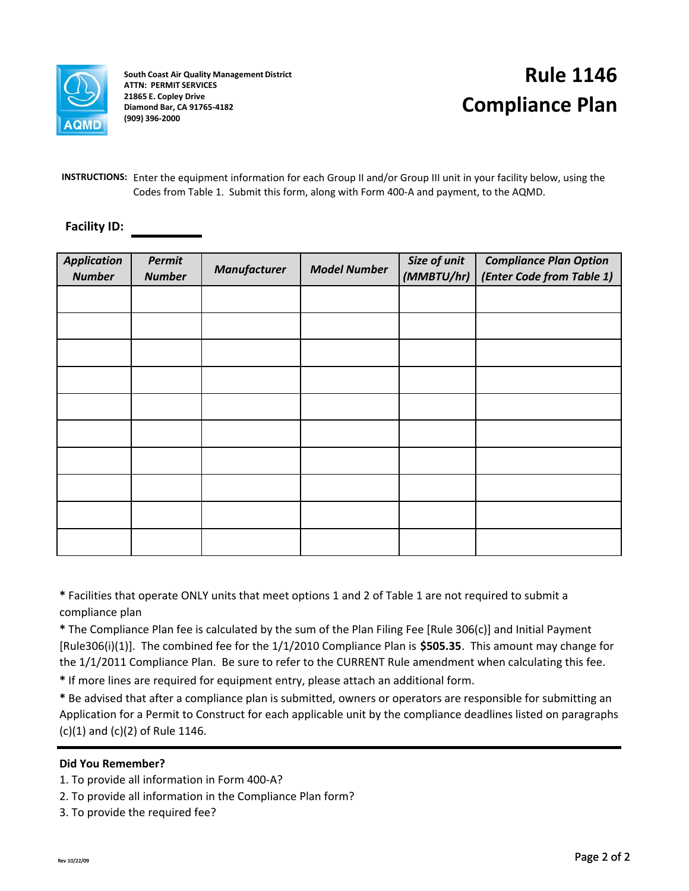South Coast Air Quality Management District
ATTN: PERMIT SERVICES
21865 E. Copley Drive
Diamond Bar, CA 91765-4182
(909) 396-2000

# Rule 1146 Compliance Plan

**INSTRUCTIONS:** Enter the equipment information for each Group II and/or Group III unit in your facility below, using the Codes from Table 1. Submit this form, along with Form 400-A and payment, to the AQMD.

**Facility ID:** ____________

| *Application Number* | *Permit Number* | *Manufacturer* | *Model Number* | *Size of unit (MMBTU/hr)* | *Compliance Plan Option (Enter Code from Table 1)* |
|---|---|---|---|---|---|
| | | | | | |
| | | | | | |
| | | | | | |
| | | | | | |
| | | | | | |
| | | | | | |
| | | | | | |
| | | | | | |
| | | | | | |
| | | | | | |

**\*** Facilities that operate ONLY units that meet options 1 and 2 of Table 1 are not required to submit a compliance plan

**\*** The Compliance Plan fee is calculated by the sum of the Plan Filing Fee [Rule 306(c)] and Initial Payment [Rule306(i)(1)]. The combined fee for the 1/1/2010 Compliance Plan is **$505.35**. This amount may change for the 1/1/2011 Compliance Plan. Be sure to refer to the CURRENT Rule amendment when calculating this fee.

**\*** If more lines are required for equipment entry, please attach an additional form.

**\*** Be advised that after a compliance plan is submitted, owners or operators are responsible for submitting an Application for a Permit to Construct for each applicable unit by the compliance deadlines listed on paragraphs (c)(1) and (c)(2) of Rule 1146.

---

**Did You Remember?**

1. To provide all information in Form 400-A?
2. To provide all information in the Compliance Plan form?
3. To provide the required fee?

Rev 10/22/09